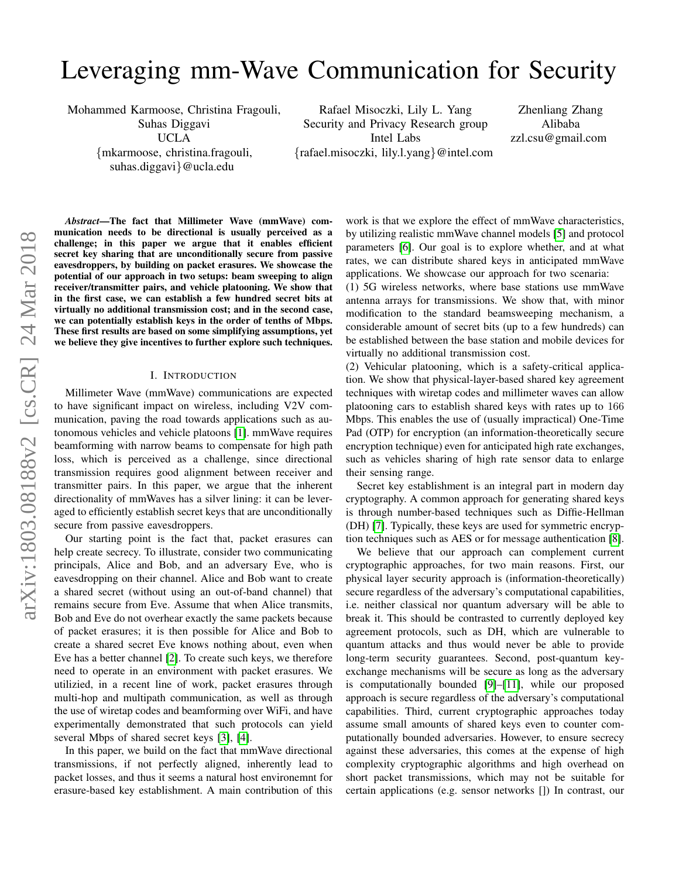# Leveraging mm-Wave Communication for Security

Mohammed Karmoose, Christina Fragouli, Suhas Diggavi
UCLA
{mkarmoose, christina.fragouli, suhas.diggavi}@ucla.edu

Rafael Misoczki, Lily L. Yang
Security and Privacy Research group
Intel Labs
{rafael.misoczki, lily.l.yang}@intel.com

Zhenliang Zhang
Alibaba
zzl.csu@gmail.com

***Abstract*—The fact that Millimeter Wave (mmWave) communication needs to be directional is usually perceived as a challenge; in this paper we argue that it enables efficient secret key sharing that are unconditionally secure from passive eavesdroppers, by building on packet erasures. We showcase the potential of our approach in two setups: beam sweeping to align receiver/transmitter pairs, and vehicle platooning. We show that in the first case, we can establish a few hundred secret bits at virtually no additional transmission cost; and in the second case, we can potentially establish keys in the order of tenths of Mbps. These first results are based on some simplifying assumptions, yet we believe they give incentives to further explore such techniques.**

## I. Introduction

Millimeter Wave (mmWave) communications are expected to have significant impact on wireless, including V2V communication, paving the road towards applications such as autonomous vehicles and vehicle platoons [1]. mmWave requires beamforming with narrow beams to compensate for high path loss, which is perceived as a challenge, since directional transmission requires good alignment between receiver and transmitter pairs. In this paper, we argue that the inherent directionality of mmWaves has a silver lining: it can be leveraged to efficiently establish secret keys that are unconditionally secure from passive eavesdroppers.

Our starting point is the fact that, packet erasures can help create secrecy. To illustrate, consider two communicating principals, Alice and Bob, and an adversary Eve, who is eavesdropping on their channel. Alice and Bob want to create a shared secret (without using an out-of-band channel) that remains secure from Eve. Assume that when Alice transmits, Bob and Eve do not overhear exactly the same packets because of packet erasures; it is then possible for Alice and Bob to create a shared secret Eve knows nothing about, even when Eve has a better channel [2]. To create such keys, we therefore need to operate in an environment with packet erasures. We utilizied, in a recent line of work, packet erasures through multi-hop and multipath communication, as well as through the use of wiretap codes and beamforming over WiFi, and have experimentally demonstrated that such protocols can yield several Mbps of shared secret keys [3], [4].

In this paper, we build on the fact that mmWave directional transmissions, if not perfectly aligned, inherently lead to packet losses, and thus it seems a natural host environemnt for erasure-based key establishment. A main contribution of this work is that we explore the effect of mmWave characteristics, by utilizing realistic mmWave channel models [5] and protocol parameters [6]. Our goal is to explore whether, and at what rates, we can distribute shared keys in anticipated mmWave applications. We showcase our approach for two scenaria:

(1) 5G wireless networks, where base stations use mmWave antenna arrays for transmissions. We show that, with minor modification to the standard beamsweeping mechanism, a considerable amount of secret bits (up to a few hundreds) can be established between the base station and mobile devices for virtually no additional transmission cost.

(2) Vehicular platooning, which is a safety-critical application. We show that physical-layer-based shared key agreement techniques with wiretap codes and millimeter waves can allow platooning cars to establish shared keys with rates up to 166 Mbps. This enables the use of (usually impractical) One-Time Pad (OTP) for encryption (an information-theoretically secure encryption technique) even for anticipated high rate exchanges, such as vehicles sharing of high rate sensor data to enlarge their sensing range.

Secret key establishment is an integral part in modern day cryptography. A common approach for generating shared keys is through number-based techniques such as Diffie-Hellman (DH) [7]. Typically, these keys are used for symmetric encryption techniques such as AES or for message authentication [8].

We believe that our approach can complement current cryptographic approaches, for two main reasons. First, our physical layer security approach is (information-theoretically) secure regardless of the adversary's computational capabilities, i.e. neither classical nor quantum adversary will be able to break it. This should be contrasted to currently deployed key agreement protocols, such as DH, which are vulnerable to quantum attacks and thus would never be able to provide long-term security guarantees. Second, post-quantum key-exchange mechanisms will be secure as long as the adversary is computationally bounded [9]–[11], while our proposed approach is secure regardless of the adversary's computational capabilities. Third, current cryptographic approaches today assume small amounts of shared keys even for counter computationally bounded adversaries. However, to ensure secrecy against these adversaries, this comes at the expense of high complexity cryptographic algorithms and high overhead on short packet transmissions, which may not be suitable for certain applications (e.g. sensor networks []) In contrast, our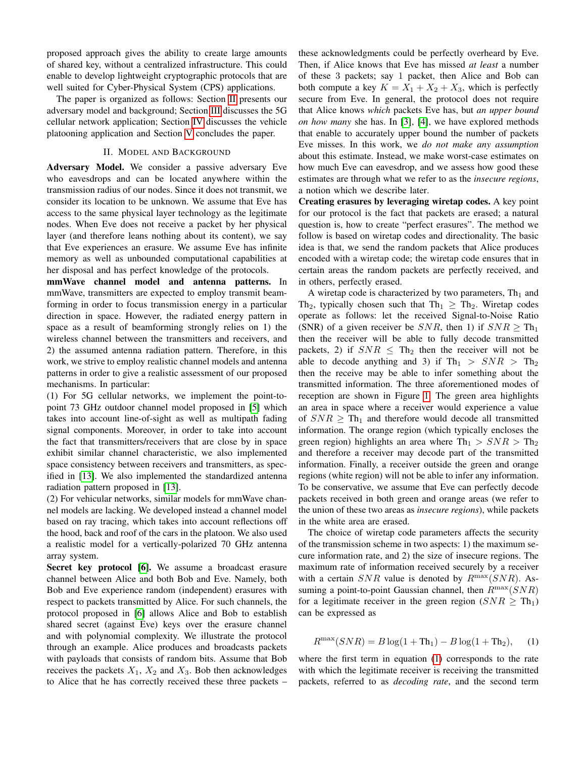proposed approach gives the ability to create large amounts of shared key, without a centralized infrastructure. This could enable to develop lightweight cryptographic protocols that are well suited for Cyber-Physical System (CPS) applications.

The paper is organized as follows: Section II presents our adversary model and background; Section III discusses the 5G cellular network application; Section IV discusses the vehicle platooning application and Section V concludes the paper.

## II. Model and Background

**Adversary Model.** We consider a passive adversary Eve who eavesdrops and can be located anywhere within the transmission radius of our nodes. Since it does not transmit, we consider its location to be unknown. We assume that Eve has access to the same physical layer technology as the legitimate nodes. When Eve does not receive a packet by her physical layer (and therefore leans nothing about its content), we say that Eve experiences an erasure. We assume Eve has infinite memory as well as unbounded computational capabilities at her disposal and has perfect knowledge of the protocols.

**mmWave channel model and antenna patterns.** In mmWave, transmitters are expected to employ transmit beamforming in order to focus transmission energy in a particular direction in space. However, the radiated energy pattern in space as a result of beamforming strongly relies on 1) the wireless channel between the transmitters and receivers, and 2) the assumed antenna radiation pattern. Therefore, in this work, we strive to employ realistic channel models and antenna patterns in order to give a realistic assessment of our proposed mechanisms. In particular:

(1) For 5G cellular networks, we implement the point-to-point 73 GHz outdoor channel model proposed in [5] which takes into account line-of-sight as well as multipath fading signal components. Moreover, in order to take into account the fact that transmitters/receivers that are close by in space exhibit similar channel characteristic, we also implemented space consistency between receivers and transmitters, as specified in [13]. We also implemented the standardized antenna radiation pattern proposed in [13].

(2) For vehicular networks, similar models for mmWave channel models are lacking. We developed instead a channel model based on ray tracing, which takes into account reflections off the hood, back and roof of the cars in the platoon. We also used a realistic model for a vertically-polarized 70 GHz antenna array system.

**Secret key protocol [6].** We assume a broadcast erasure channel between Alice and both Bob and Eve. Namely, both Bob and Eve experience random (independent) erasures with respect to packets transmitted by Alice. For such channels, the protocol proposed in [6] allows Alice and Bob to establish shared secret (against Eve) keys over the erasure channel and with polynomial complexity. We illustrate the protocol through an example. Alice produces and broadcasts packets with payloads that consists of random bits. Assume that Bob receives the packets $X_1$, $X_2$ and $X_3$. Bob then acknowledges to Alice that he has correctly received these three packets – these acknowledgments could be perfectly overheard by Eve. Then, if Alice knows that Eve has missed *at least* a number of these 3 packets; say 1 packet, then Alice and Bob can both compute a key $K = X_1 + X_2 + X_3$, which is perfectly secure from Eve. In general, the protocol does not require that Alice knows *which* packets Eve has, but *an upper bound on how many* she has. In [3], [4], we have explored methods that enable to accurately upper bound the number of packets Eve misses. In this work, we *do not make any assumption* about this estimate. Instead, we make worst-case estimates on how much Eve can eavesdrop, and we assess how good these estimates are through what we refer to as the *insecure regions*, a notion which we describe later.

**Creating erasures by leveraging wiretap codes.** A key point for our protocol is the fact that packets are erased; a natural question is, how to create "perfect erasures". The method we follow is based on wiretap codes and directionality. The basic idea is that, we send the random packets that Alice produces encoded with a wiretap code; the wiretap code ensures that in certain areas the random packets are perfectly received, and in others, perfectly erased.

A wiretap code is characterized by two parameters, $\text{Th}_1$ and $\text{Th}_2$, typically chosen such that $\text{Th}_1 \geq \text{Th}_2$. Wiretap codes operate as follows: let the received Signal-to-Noise Ratio (SNR) of a given receiver be $SNR$, then 1) if $SNR \geq \text{Th}_1$ then the receiver will be able to fully decode transmitted packets, 2) if $SNR \leq \text{Th}_2$ then the receiver will not be able to decode anything and 3) if $\text{Th}_1 > SNR > \text{Th}_2$ then the receive may be able to infer something about the transmitted information. The three aforementioned modes of reception are shown in Figure 1. The green area highlights an area in space where a receiver would experience a value of $SNR \geq \text{Th}_1$ and therefore would decode all transmitted information. The orange region (which typically encloses the green region) highlights an area where $\text{Th}_1 > SNR > \text{Th}_2$ and therefore a receiver may decode part of the transmitted information. Finally, a receiver outside the green and orange regions (white region) will not be able to infer any information. To be conservative, we assume that Eve can perfectly decode packets received in both green and orange areas (we refer to the union of these two areas as *insecure regions*), while packets in the white area are erased.

The choice of wiretap code parameters affects the security of the transmission scheme in two aspects: 1) the maximum secure information rate, and 2) the size of insecure regions. The maximum rate of information received securely by a receiver with a certain $SNR$ value is denoted by $R^{\max}(SNR)$. Assuming a point-to-point Gaussian channel, then $R^{\max}(SNR)$ for a legitimate receiver in the green region ($SNR \geq \text{Th}_1$) can be expressed as

$$R^{\max}(SNR) = B\log(1 + \text{Th}_1) - B\log(1 + \text{Th}_2), \quad (1)$$

where the first term in equation (1) corresponds to the rate with which the legitimate receiver is receiving the transmitted packets, referred to as *decoding rate*, and the second term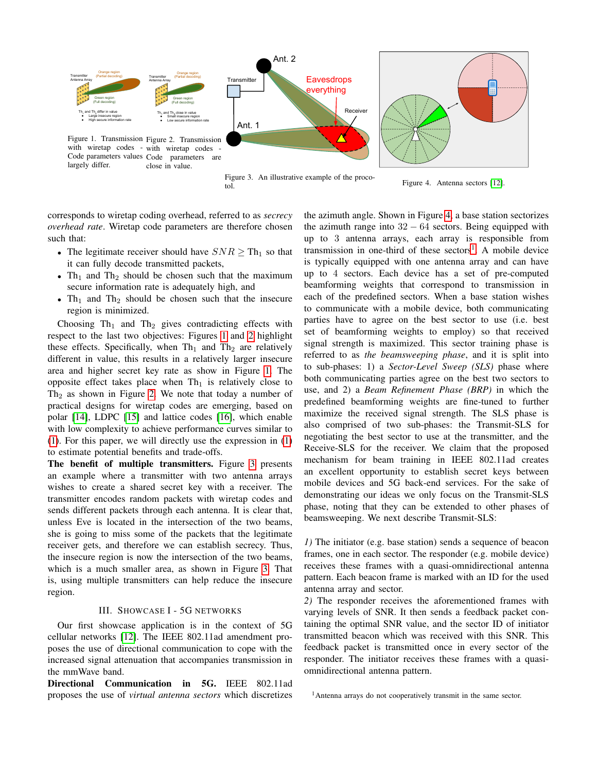Figure 1. Transmission with wiretap codes - Code parameters values largely differ.

Figure 2. Transmission with wiretap codes - Code parameters are close in value.

Figure 3. An illustrative example of the protocol.

Figure 4. Antenna sectors [12].

corresponds to wiretap coding overhead, referred to as *secrecy overhead rate*. Wiretap code parameters are therefore chosen such that:

- The legitimate receiver should have $SNR \geq \text{Th}_1$ so that it can fully decode transmitted packets,
- $\text{Th}_1$ and $\text{Th}_2$ should be chosen such that the maximum secure information rate is adequately high, and
- $\text{Th}_1$ and $\text{Th}_2$ should be chosen such that the insecure region is minimized.

Choosing $\text{Th}_1$ and $\text{Th}_2$ gives contradicting effects with respect to the last two objectives: Figures 1 and 2 highlight these effects. Specifically, when $\text{Th}_1$ and $\text{Th}_2$ are relatively different in value, this results in a relatively larger insecure area and higher secret key rate as show in Figure 1. The opposite effect takes place when $\text{Th}_1$ is relatively close to $\text{Th}_2$ as shown in Figure 2. We note that today a number of practical designs for wiretap codes are emerging, based on polar [14], LDPC [15] and lattice codes [16], which enable with low complexity to achieve performance curves similar to (1). For this paper, we will directly use the expression in (1) to estimate potential benefits and trade-offs.

**The benefit of multiple transmitters.** Figure 3 presents an example where a transmitter with two antenna arrays wishes to create a shared secret key with a receiver. The transmitter encodes random packets with wiretap codes and sends different packets through each antenna. It is clear that, unless Eve is located in the intersection of the two beams, she is going to miss some of the packets that the legitimate receiver gets, and therefore we can establish secrecy. Thus, the insecure region is now the intersection of the two beams, which is a much smaller area, as shown in Figure 3. That is, using multiple transmitters can help reduce the insecure region.

## III. Showcase I - 5G Networks

Our first showcase application is in the context of 5G cellular networks [12]. The IEEE 802.11ad amendment proposes the use of directional communication to cope with the increased signal attenuation that accompanies transmission in the mmWave band.

**Directional Communication in 5G.** IEEE 802.11ad proposes the use of *virtual antenna sectors* which discretizes the azimuth angle. Shown in Figure 4, a base station sectorizes the azimuth range into $32 - 64$ sectors. Being equipped with up to 3 antenna arrays, each array is responsible from transmission in one-third of these sectors[1]. A mobile device is typically equipped with one antenna array and can have up to 4 sectors. Each device has a set of pre-computed beamforming weights that correspond to transmission in each of the predefined sectors. When a base station wishes to communicate with a mobile device, both communicating parties have to agree on the best sector to use (i.e. best set of beamforming weights to employ) so that received signal strength is maximized. This sector training phase is referred to as *the beamsweeping phase*, and it is split into to sub-phases: 1) a *Sector-Level Sweep (SLS)* phase where both communicating parties agree on the best two sectors to use, and 2) a *Beam Refinement Phase (BRP)* in which the predefined beamforming weights are fine-tuned to further maximize the received signal strength. The SLS phase is also comprised of two sub-phases: the Transmit-SLS for negotiating the best sector to use at the transmitter, and the Receive-SLS for the receiver. We claim that the proposed mechanism for beam training in IEEE 802.11ad creates an excellent opportunity to establish secret keys between mobile devices and 5G back-end services. For the sake of demonstrating our ideas we only focus on the Transmit-SLS phase, noting that they can be extended to other phases of beamsweeping. We next describe Transmit-SLS:

*1)* The initiator (e.g. base station) sends a sequence of beacon frames, one in each sector. The responder (e.g. mobile device) receives these frames with a quasi-omnidirectional antenna pattern. Each beacon frame is marked with an ID for the used antenna array and sector.

*2)* The responder receives the aforementioned frames with varying levels of SNR. It then sends a feedback packet containing the optimal SNR value, and the sector ID of initiator transmitted beacon which was received with this SNR. This feedback packet is transmitted once in every sector of the responder. The initiator receives these frames with a quasi-omnidirectional antenna pattern.

[1] Antenna arrays do not cooperatively transmit in the same sector.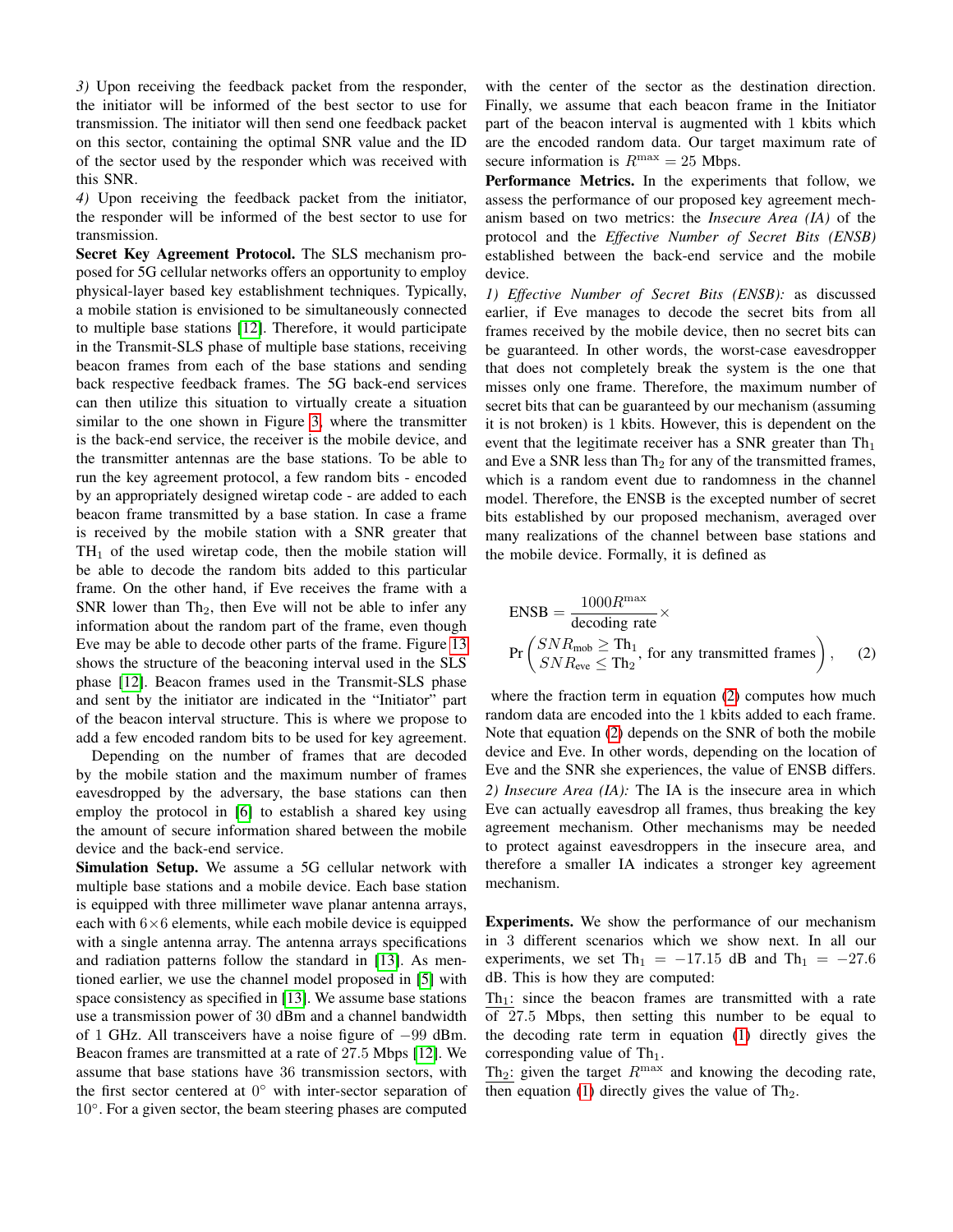*3)* Upon receiving the feedback packet from the responder, the initiator will be informed of the best sector to use for transmission. The initiator will then send one feedback packet on this sector, containing the optimal SNR value and the ID of the sector used by the responder which was received with this SNR.

*4)* Upon receiving the feedback packet from the initiator, the responder will be informed of the best sector to use for transmission.

**Secret Key Agreement Protocol.** The SLS mechanism proposed for 5G cellular networks offers an opportunity to employ physical-layer based key establishment techniques. Typically, a mobile station is envisioned to be simultaneously connected to multiple base stations [12]. Therefore, it would participate in the Transmit-SLS phase of multiple base stations, receiving beacon frames from each of the base stations and sending back respective feedback frames. The 5G back-end services can then utilize this situation to virtually create a situation similar to the one shown in Figure 3, where the transmitter is the back-end service, the receiver is the mobile device, and the transmitter antennas are the base stations. To be able to run the key agreement protocol, a few random bits - encoded by an appropriately designed wiretap code - are added to each beacon frame transmitted by a base station. In case a frame is received by the mobile station with a SNR greater that $\text{TH}_1$ of the used wiretap code, then the mobile station will be able to decode the random bits added to this particular frame. On the other hand, if Eve receives the frame with a SNR lower than $\text{Th}_2$, then Eve will not be able to infer any information about the random part of the frame, even though Eve may be able to decode other parts of the frame. Figure 13 shows the structure of the beaconing interval used in the SLS phase [12]. Beacon frames used in the Transmit-SLS phase and sent by the initiator are indicated in the "Initiator" part of the beacon interval structure. This is where we propose to add a few encoded random bits to be used for key agreement.

Depending on the number of frames that are decoded by the mobile station and the maximum number of frames eavesdropped by the adversary, the base stations can then employ the protocol in [6] to establish a shared key using the amount of secure information shared between the mobile device and the back-end service.

**Simulation Setup.** We assume a 5G cellular network with multiple base stations and a mobile device. Each base station is equipped with three millimeter wave planar antenna arrays, each with $6 \times 6$ elements, while each mobile device is equipped with a single antenna array. The antenna arrays specifications and radiation patterns follow the standard in [13]. As mentioned earlier, we use the channel model proposed in [5] with space consistency as specified in [13]. We assume base stations use a transmission power of 30 dBm and a channel bandwidth of 1 GHz. All transceivers have a noise figure of $-99$ dBm. Beacon frames are transmitted at a rate of 27.5 Mbps [12]. We assume that base stations have 36 transmission sectors, with the first sector centered at $0^\circ$ with inter-sector separation of $10^\circ$. For a given sector, the beam steering phases are computed with the center of the sector as the destination direction. Finally, we assume that each beacon frame in the Initiator part of the beacon interval is augmented with 1 kbits which are the encoded random data. Our target maximum rate of secure information is $R^{\max} = 25$ Mbps.

**Performance Metrics.** In the experiments that follow, we assess the performance of our proposed key agreement mechanism based on two metrics: the *Insecure Area (IA)* of the protocol and the *Effective Number of Secret Bits (ENSB)* established between the back-end service and the mobile device.

*1) Effective Number of Secret Bits (ENSB):* as discussed earlier, if Eve manages to decode the secret bits from all frames received by the mobile device, then no secret bits can be guaranteed. In other words, the worst-case eavesdropper that does not completely break the system is the one that misses only one frame. Therefore, the maximum number of secret bits that can be guaranteed by our mechanism (assuming it is not broken) is 1 kbits. However, this is dependent on the event that the legitimate receiver has a SNR greater than $\text{Th}_1$ and Eve a SNR less than $\text{Th}_2$ for any of the transmitted frames, which is a random event due to randomness in the channel model. Therefore, the ENSB is the excepted number of secret bits established by our proposed mechanism, averaged over many realizations of the channel between base stations and the mobile device. Formally, it is defined as

$$\text{ENSB} = \frac{1000 R^{\max}}{\text{decoding rate}} \times \Pr\left( \begin{matrix} SNR_{\text{mob}} \geq \text{Th}_1 \\ SNR_{\text{eve}} \leq \text{Th}_2 \end{matrix}, \text{ for any transmitted frames} \right), \quad (2)$$

where the fraction term in equation (2) computes how much random data are encoded into the 1 kbits added to each frame. Note that equation (2) depends on the SNR of both the mobile device and Eve. In other words, depending on the location of Eve and the SNR she experiences, the value of ENSB differs.

*2) Insecure Area (IA):* The IA is the insecure area in which Eve can actually eavesdrop all frames, thus breaking the key agreement mechanism. Other mechanisms may be needed to protect against eavesdroppers in the insecure area, and therefore a smaller IA indicates a stronger key agreement mechanism.

**Experiments.** We show the performance of our mechanism in 3 different scenarios which we show next. In all our experiments, we set $\text{Th}_1 = -17.15$ dB and $\text{Th}_1 = -27.6$ dB. This is how they are computed:

$\underline{\text{Th}_1}$: since the beacon frames are transmitted with a rate of 27.5 Mbps, then setting this number to be equal to the decoding rate term in equation (1) directly gives the corresponding value of $\text{Th}_1$.

$\underline{\text{Th}_2}$: given the target $R^{\max}$ and knowing the decoding rate, then equation (1) directly gives the value of $\text{Th}_2$.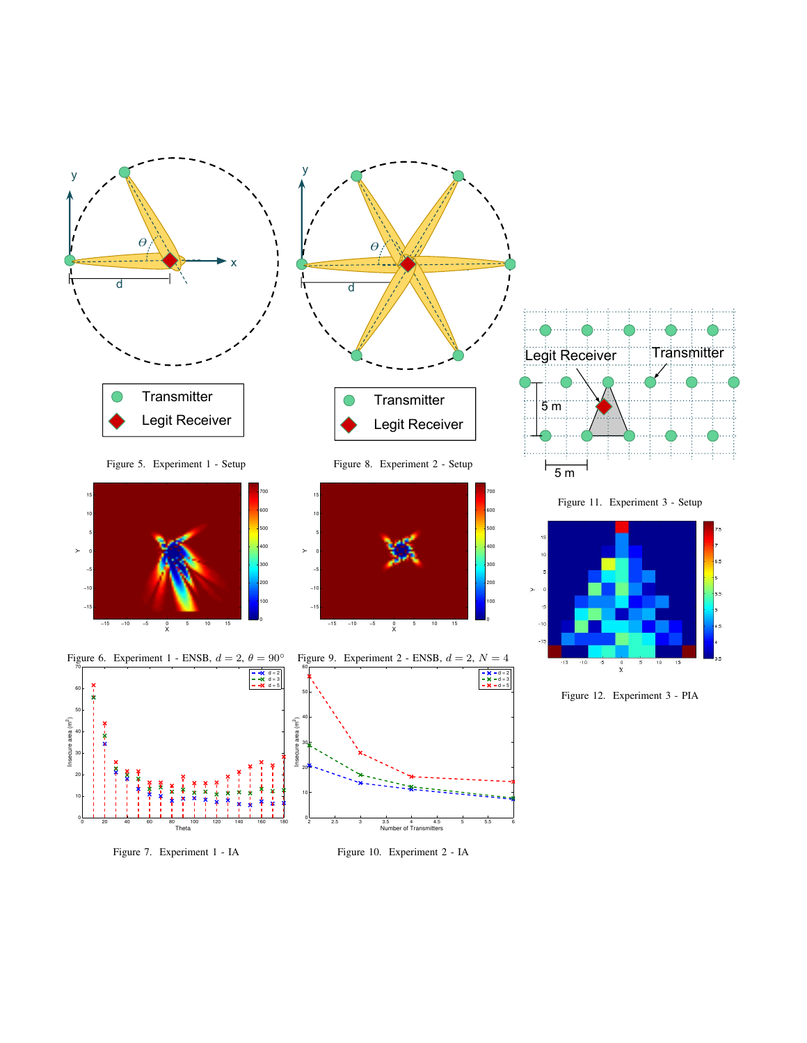Figure 5. Experiment 1 - Setup

Figure 8. Experiment 2 - Setup

Figure 11. Experiment 3 - Setup

Figure 6. Experiment 1 - ENSB, $d = 2$, $\theta = 90°$

Figure 9. Experiment 2 - ENSB, $d = 2$, $N = 4$

Figure 12. Experiment 3 - PIA

Figure 7. Experiment 1 - IA

Figure 10. Experiment 2 - IA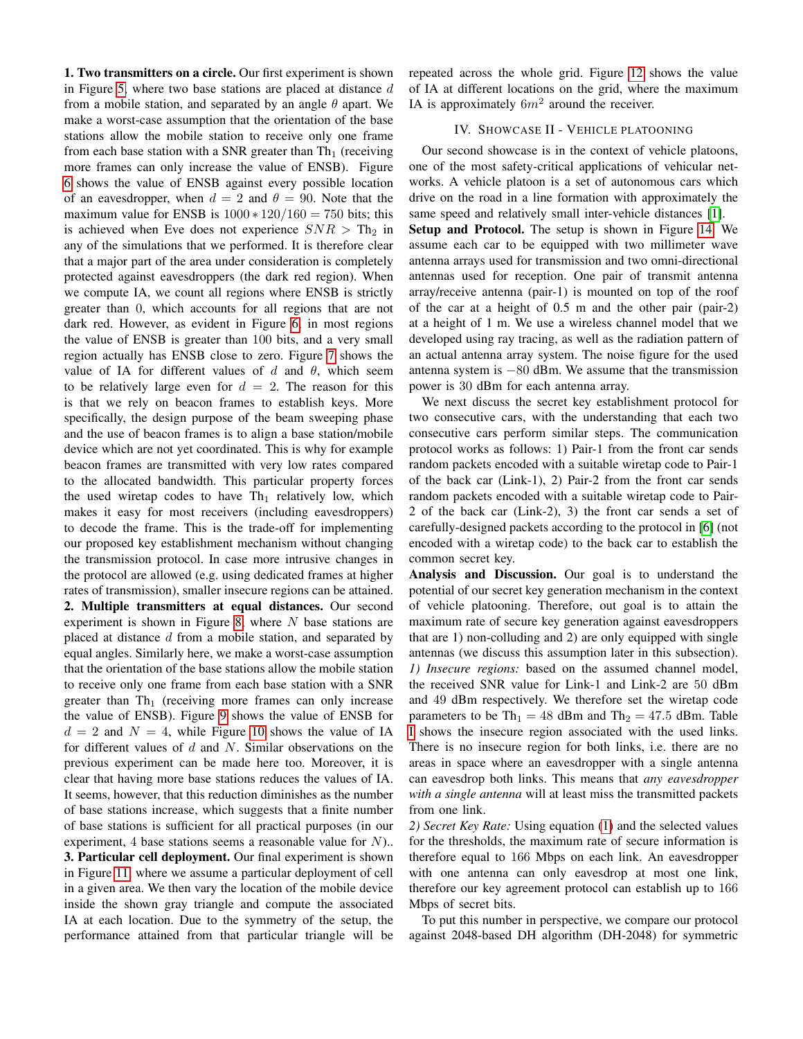**1. Two transmitters on a circle.** Our first experiment is shown in Figure 5, where two base stations are placed at distance $d$ from a mobile station, and separated by an angle $\theta$ apart. We make a worst-case assumption that the orientation of the base stations allow the mobile station to receive only one frame from each base station with a SNR greater than $\text{Th}_1$ (receiving more frames can only increase the value of ENSB). Figure 6 shows the value of ENSB against every possible location of an eavesdropper, when $d = 2$ and $\theta = 90$. Note that the maximum value for ENSB is $1000 * 120/160 = 750$ bits; this is achieved when Eve does not experience $SNR > \text{Th}_2$ in any of the simulations that we performed. It is therefore clear that a major part of the area under consideration is completely protected against eavesdroppers (the dark red region). When we compute IA, we count all regions where ENSB is strictly greater than 0, which accounts for all regions that are not dark red. However, as evident in Figure 6, in most regions the value of ENSB is greater than 100 bits, and a very small region actually has ENSB close to zero. Figure 7 shows the value of IA for different values of $d$ and $\theta$, which seem to be relatively large even for $d = 2$. The reason for this is that we rely on beacon frames to establish keys. More specifically, the design purpose of the beam sweeping phase and the use of beacon frames is to align a base station/mobile device which are not yet coordinated. This is why for example beacon frames are transmitted with very low rates compared to the allocated bandwidth. This particular property forces the used wiretap codes to have $\text{Th}_1$ relatively low, which makes it easy for most receivers (including eavesdroppers) to decode the frame. This is the trade-off for implementing our proposed key establishment mechanism without changing the transmission protocol. In case more intrusive changes in the protocol are allowed (e.g. using dedicated frames at higher rates of transmission), smaller insecure regions can be attained.

**2. Multiple transmitters at equal distances.** Our second experiment is shown in Figure 8, where $N$ base stations are placed at distance $d$ from a mobile station, and separated by equal angles. Similarly here, we make a worst-case assumption that the orientation of the base stations allow the mobile station to receive only one frame from each base station with a SNR greater than $\text{Th}_1$ (receiving more frames can only increase the value of ENSB). Figure 9 shows the value of ENSB for $d = 2$ and $N = 4$, while Figure 10 shows the value of IA for different values of $d$ and $N$. Similar observations on the previous experiment can be made here too. Moreover, it is clear that having more base stations reduces the values of IA. It seems, however, that this reduction diminishes as the number of base stations increase, which suggests that a finite number of base stations is sufficient for all practical purposes (in our experiment, 4 base stations seems a reasonable value for $N$)..

**3. Particular cell deployment.** Our final experiment is shown in Figure 11, where we assume a particular deployment of cell in a given area. We then vary the location of the mobile device inside the shown gray triangle and compute the associated IA at each location. Due to the symmetry of the setup, the performance attained from that particular triangle will be repeated across the whole grid. Figure 12 shows the value of IA at different locations on the grid, where the maximum IA is approximately $6m^2$ around the receiver.

## IV. Showcase II - Vehicle Platooning

Our second showcase is in the context of vehicle platoons, one of the most safety-critical applications of vehicular networks. A vehicle platoon is a set of autonomous cars which drive on the road in a line formation with approximately the same speed and relatively small inter-vehicle distances [1].

**Setup and Protocol.** The setup is shown in Figure 14. We assume each car to be equipped with two millimeter wave antenna arrays used for transmission and two omni-directional antennas used for reception. One pair of transmit antenna array/receive antenna (pair-1) is mounted on top of the roof of the car at a height of 0.5 m and the other pair (pair-2) at a height of 1 m. We use a wireless channel model that we developed using ray tracing, as well as the radiation pattern of an actual antenna array system. The noise figure for the used antenna system is $-80$ dBm. We assume that the transmission power is 30 dBm for each antenna array.

We next discuss the secret key establishment protocol for two consecutive cars, with the understanding that each two consecutive cars perform similar steps. The communication protocol works as follows: 1) Pair-1 from the front car sends random packets encoded with a suitable wiretap code to Pair-1 of the back car (Link-1), 2) Pair-2 from the front car sends random packets encoded with a suitable wiretap code to Pair-2 of the back car (Link-2), 3) the front car sends a set of carefully-designed packets according to the protocol in [6] (not encoded with a wiretap code) to the back car to establish the common secret key.

**Analysis and Discussion.** Our goal is to understand the potential of our secret key generation mechanism in the context of vehicle platooning. Therefore, out goal is to attain the maximum rate of secure key generation against eavesdroppers that are 1) non-colluding and 2) are only equipped with single antennas (we discuss this assumption later in this subsection).

*1) Insecure regions:* based on the assumed channel model, the received SNR value for Link-1 and Link-2 are 50 dBm and 49 dBm respectively. We therefore set the wiretap code parameters to be $\text{Th}_1 = 48$ dBm and $\text{Th}_2 = 47.5$ dBm. Table I shows the insecure region associated with the used links. There is no insecure region for both links, i.e. there are no areas in space where an eavesdropper with a single antenna can eavesdrop both links. This means that *any eavesdropper with a single antenna* will at least miss the transmitted packets from one link.

*2) Secret Key Rate:* Using equation (1) and the selected values for the thresholds, the maximum rate of secure information is therefore equal to 166 Mbps on each link. An eavesdropper with one antenna can only eavesdrop at most one link, therefore our key agreement protocol can establish up to 166 Mbps of secret bits.

To put this number in perspective, we compare our protocol against 2048-based DH algorithm (DH-2048) for symmetric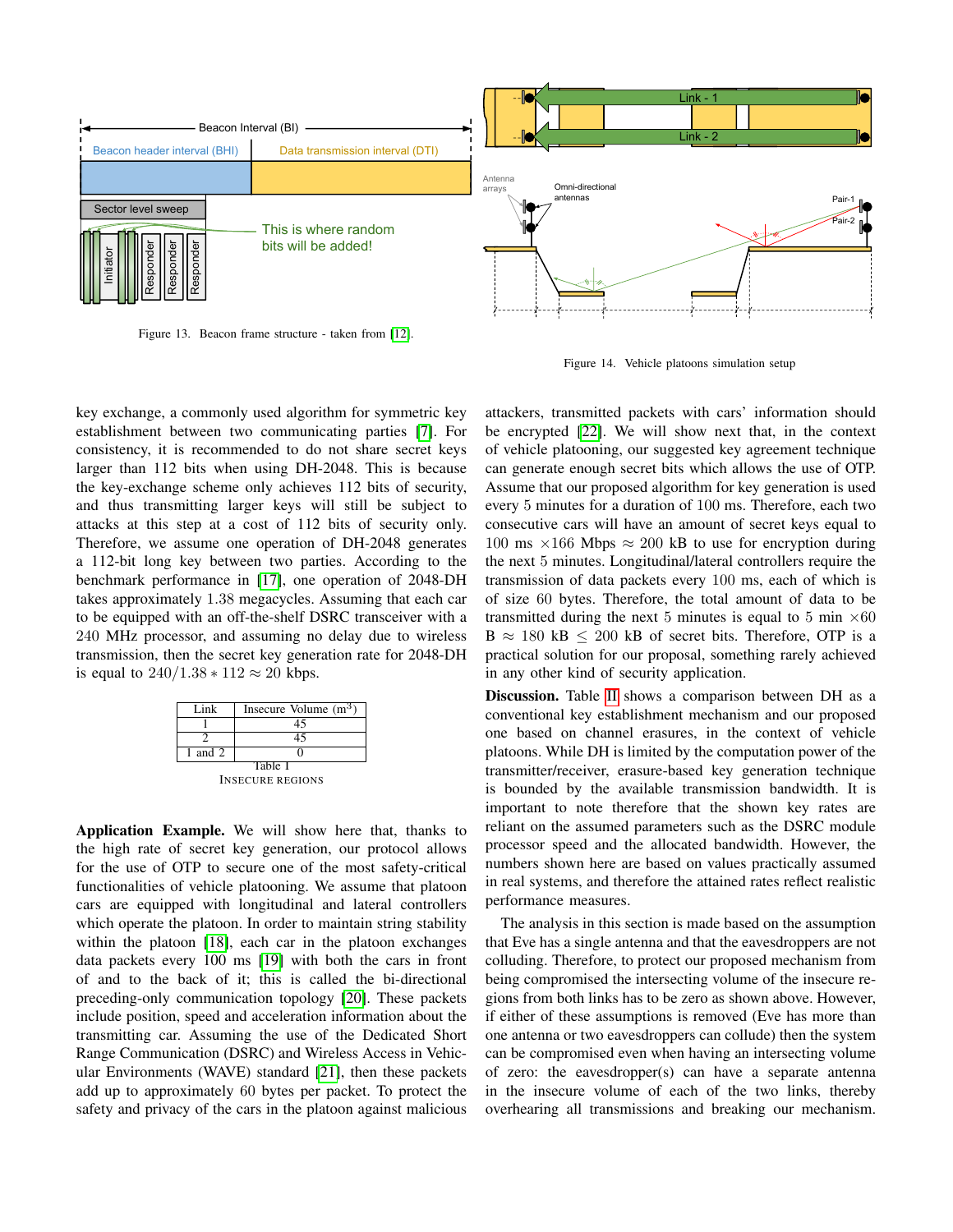Figure 13. Beacon frame structure - taken from [12].

Figure 14. Vehicle platoons simulation setup

key exchange, a commonly used algorithm for symmetric key establishment between two communicating parties [7]. For consistency, it is recommended to do not share secret keys larger than 112 bits when using DH-2048. This is because the key-exchange scheme only achieves 112 bits of security, and thus transmitting larger keys will still be subject to attacks at this step at a cost of 112 bits of security only. Therefore, we assume one operation of DH-2048 generates a 112-bit long key between two parties. According to the benchmark performance in [17], one operation of 2048-DH takes approximately 1.38 megacycles. Assuming that each car to be equipped with an off-the-shelf DSRC transceiver with a 240 MHz processor, and assuming no delay due to wireless transmission, then the secret key generation rate for 2048-DH is equal to $240/1.38 * 112 \approx 20$ kbps.

| Link | Insecure Volume ($m^3$) |
|---|---|
| 1 | 45 |
| 2 | 45 |
| 1 and 2 | 0 |

Table I
INSECURE REGIONS

**Application Example.** We will show here that, thanks to the high rate of secret key generation, our protocol allows for the use of OTP to secure one of the most safety-critical functionalities of vehicle platooning. We assume that platoon cars are equipped with longitudinal and lateral controllers which operate the platoon. In order to maintain string stability within the platoon [18], each car in the platoon exchanges data packets every 100 ms [19] with both the cars in front of and to the back of it; this is called the bi-directional preceding-only communication topology [20]. These packets include position, speed and acceleration information about the transmitting car. Assuming the use of the Dedicated Short Range Communication (DSRC) and Wireless Access in Vehicular Environments (WAVE) standard [21], then these packets add up to approximately 60 bytes per packet. To protect the safety and privacy of the cars in the platoon against malicious attackers, transmitted packets with cars' information should be encrypted [22]. We will show next that, in the context of vehicle platooning, our suggested key agreement technique can generate enough secret bits which allows the use of OTP. Assume that our proposed algorithm for key generation is used every 5 minutes for a duration of 100 ms. Therefore, each two consecutive cars will have an amount of secret keys equal to 100 ms $\times$166 Mbps $\approx$ 200 kB to use for encryption during the next 5 minutes. Longitudinal/lateral controllers require the transmission of data packets every 100 ms, each of which is of size 60 bytes. Therefore, the total amount of data to be transmitted during the next 5 minutes is equal to 5 min $\times$60 B $\approx$ 180 kB $\leq$ 200 kB of secret bits. Therefore, OTP is a practical solution for our proposal, something rarely achieved in any other kind of security application.

**Discussion.** Table II shows a comparison between DH as a conventional key establishment mechanism and our proposed one based on channel erasures, in the context of vehicle platoons. While DH is limited by the computation power of the transmitter/receiver, erasure-based key generation technique is bounded by the available transmission bandwidth. It is important to note therefore that the shown key rates are reliant on the assumed parameters such as the DSRC module processor speed and the allocated bandwidth. However, the numbers shown here are based on values practically assumed in real systems, and therefore the attained rates reflect realistic performance measures.

The analysis in this section is made based on the assumption that Eve has a single antenna and that the eavesdroppers are not colluding. Therefore, to protect our proposed mechanism from being compromised the intersecting volume of the insecure regions from both links has to be zero as shown above. However, if either of these assumptions is removed (Eve has more than one antenna or two eavesdroppers can collude) then the system can be compromised even when having an intersecting volume of zero: the eavesdropper(s) can have a separate antenna in the insecure volume of each of the two links, thereby overhearing all transmissions and breaking our mechanism.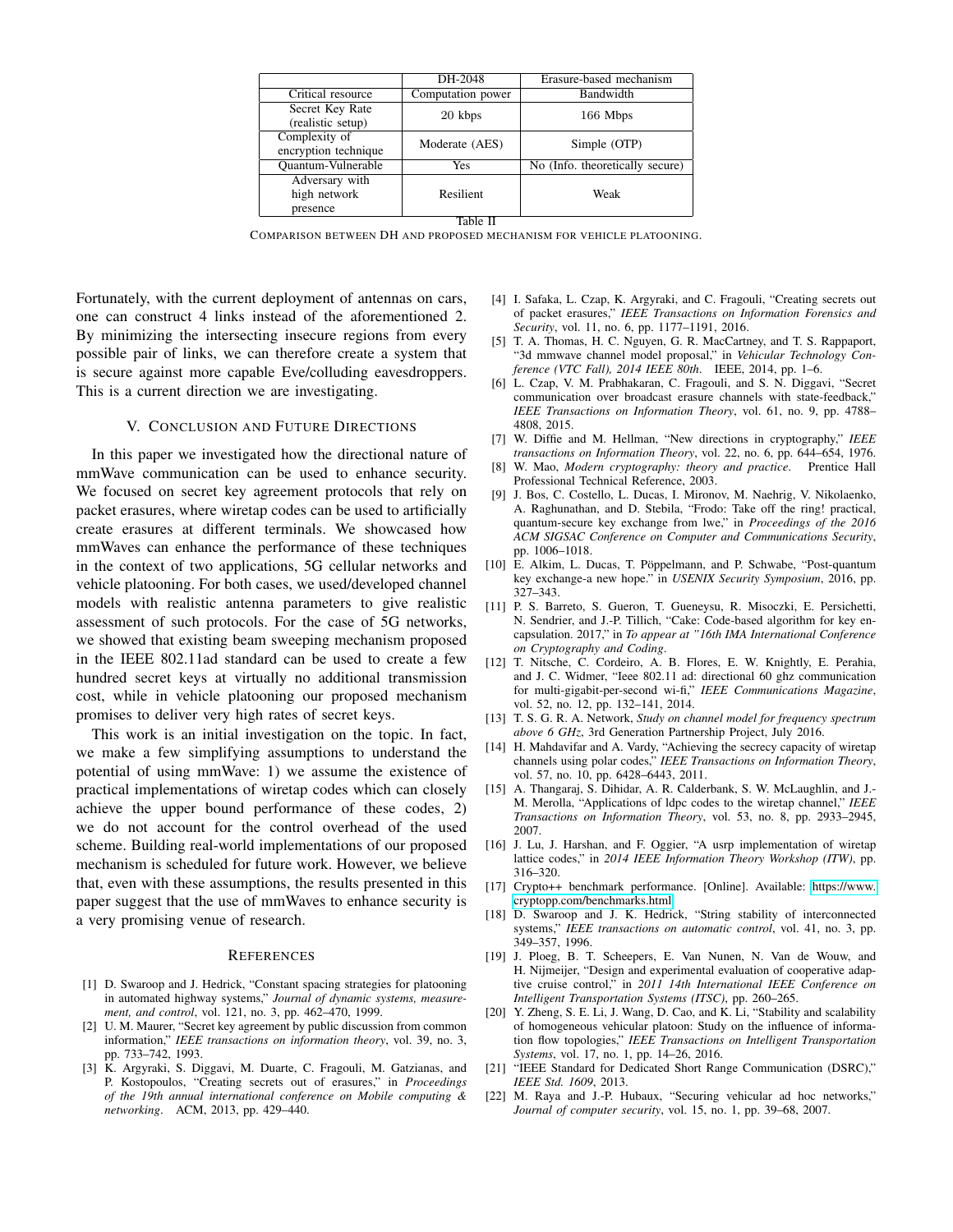| | DH-2048 | Erasure-based mechanism |
|---|---|---|
| Critical resource | Computation power | Bandwidth |
| Secret Key Rate (realistic setup) | 20 kbps | 166 Mbps |
| Complexity of encryption technique | Moderate (AES) | Simple (OTP) |
| Quantum-Vulnerable | Yes | No (Info. theoretically secure) |
| Adversary with high network presence | Resilient | Weak |

Table II
COMPARISON BETWEEN DH AND PROPOSED MECHANISM FOR VEHICLE PLATOONING.

Fortunately, with the current deployment of antennas on cars, one can construct 4 links instead of the aforementioned 2. By minimizing the intersecting insecure regions from every possible pair of links, we can therefore create a system that is secure against more capable Eve/colluding eavesdroppers. This is a current direction we are investigating.

## V. Conclusion and Future Directions

In this paper we investigated how the directional nature of mmWave communication can be used to enhance security. We focused on secret key agreement protocols that rely on packet erasures, where wiretap codes can be used to artificially create erasures at different terminals. We showcased how mmWaves can enhance the performance of these techniques in the context of two applications, 5G cellular networks and vehicle platooning. For both cases, we used/developed channel models with realistic antenna parameters to give realistic assessment of such protocols. For the case of 5G networks, we showed that existing beam sweeping mechanism proposed in the IEEE 802.11ad standard can be used to create a few hundred secret keys at virtually no additional transmission cost, while in vehicle platooning our proposed mechanism promises to deliver very high rates of secret keys.

This work is an initial investigation on the topic. In fact, we make a few simplifying assumptions to understand the potential of using mmWave: 1) we assume the existence of practical implementations of wiretap codes which can closely achieve the upper bound performance of these codes, 2) we do not account for the control overhead of the used scheme. Building real-world implementations of our proposed mechanism is scheduled for future work. However, we believe that, even with these assumptions, the results presented in this paper suggest that the use of mmWaves to enhance security is a very promising venue of research.

## References

[1] D. Swaroop and J. Hedrick, “Constant spacing strategies for platooning in automated highway systems,” *Journal of dynamic systems, measurement, and control*, vol. 121, no. 3, pp. 462–470, 1999.

[2] U. M. Maurer, “Secret key agreement by public discussion from common information,” *IEEE transactions on information theory*, vol. 39, no. 3, pp. 733–742, 1993.

[3] K. Argyraki, S. Diggavi, M. Duarte, C. Fragouli, M. Gatzianas, and P. Kostopoulos, “Creating secrets out of erasures,” in *Proceedings of the 19th annual international conference on Mobile computing & networking*. ACM, 2013, pp. 429–440.

[4] I. Safaka, L. Czap, K. Argyraki, and C. Fragouli, “Creating secrets out of packet erasures,” *IEEE Transactions on Information Forensics and Security*, vol. 11, no. 6, pp. 1177–1191, 2016.

[5] T. A. Thomas, H. C. Nguyen, G. R. MacCartney, and T. S. Rappaport, “3d mmwave channel model proposal,” in *Vehicular Technology Conference (VTC Fall), 2014 IEEE 80th*. IEEE, 2014, pp. 1–6.

[6] L. Czap, V. M. Prabhakaran, C. Fragouli, and S. N. Diggavi, “Secret communication over broadcast erasure channels with state-feedback,” *IEEE Transactions on Information Theory*, vol. 61, no. 9, pp. 4788–4808, 2015.

[7] W. Diffie and M. Hellman, “New directions in cryptography,” *IEEE transactions on Information Theory*, vol. 22, no. 6, pp. 644–654, 1976.

[8] W. Mao, *Modern cryptography: theory and practice*. Prentice Hall Professional Technical Reference, 2003.

[9] J. Bos, C. Costello, L. Ducas, I. Mironov, M. Naehrig, V. Nikolaenko, A. Raghunathan, and D. Stebila, “Frodo: Take off the ring! practical, quantum-secure key exchange from lwe,” in *Proceedings of the 2016 ACM SIGSAC Conference on Computer and Communications Security*, pp. 1006–1018.

[10] E. Alkim, L. Ducas, T. Pöppelmann, and P. Schwabe, “Post-quantum key exchange-a new hope.” in *USENIX Security Symposium*, 2016, pp. 327–343.

[11] P. S. Barreto, S. Gueron, T. Gueneysu, R. Misoczki, E. Persichetti, N. Sendrier, and J.-P. Tillich, “Cake: Code-based algorithm for key encapsulation. 2017,” in *To appear at "16th IMA International Conference on Cryptography and Coding*.

[12] T. Nitsche, C. Cordeiro, A. B. Flores, E. W. Knightly, E. Perahia, and J. C. Widmer, “Ieee 802.11 ad: directional 60 ghz communication for multi-gigabit-per-second wi-fi,” *IEEE Communications Magazine*, vol. 52, no. 12, pp. 132–141, 2014.

[13] T. S. G. R. A. Network, *Study on channel model for frequency spectrum above 6 GHz*, 3rd Generation Partnership Project, July 2016.

[14] H. Mahdavifar and A. Vardy, “Achieving the secrecy capacity of wiretap channels using polar codes,” *IEEE Transactions on Information Theory*, vol. 57, no. 10, pp. 6428–6443, 2011.

[15] A. Thangaraj, S. Dihidar, A. R. Calderbank, S. W. McLaughlin, and J.-M. Merolla, “Applications of ldpc codes to the wiretap channel,” *IEEE Transactions on Information Theory*, vol. 53, no. 8, pp. 2933–2945, 2007.

[16] J. Lu, J. Harshan, and F. Oggier, “A usrp implementation of wiretap lattice codes,” in *2014 IEEE Information Theory Workshop (ITW)*, pp. 316–320.

[17] Crypto++ benchmark performance. [Online]. Available: https://www.cryptopp.com/benchmarks.html

[18] D. Swaroop and J. K. Hedrick, “String stability of interconnected systems,” *IEEE transactions on automatic control*, vol. 41, no. 3, pp. 349–357, 1996.

[19] J. Ploeg, B. T. Scheepers, E. Van Nunen, N. Van de Wouw, and H. Nijmeijer, “Design and experimental evaluation of cooperative adaptive cruise control,” in *2011 14th International IEEE Conference on Intelligent Transportation Systems (ITSC)*, pp. 260–265.

[20] Y. Zheng, S. E. Li, J. Wang, D. Cao, and K. Li, “Stability and scalability of homogeneous vehicular platoon: Study on the influence of information flow topologies,” *IEEE Transactions on Intelligent Transportation Systems*, vol. 17, no. 1, pp. 14–26, 2016.

[21] “IEEE Standard for Dedicated Short Range Communication (DSRC),” *IEEE Std. 1609*, 2013.

[22] M. Raya and J.-P. Hubaux, “Securing vehicular ad hoc networks,” *Journal of computer security*, vol. 15, no. 1, pp. 39–68, 2007.